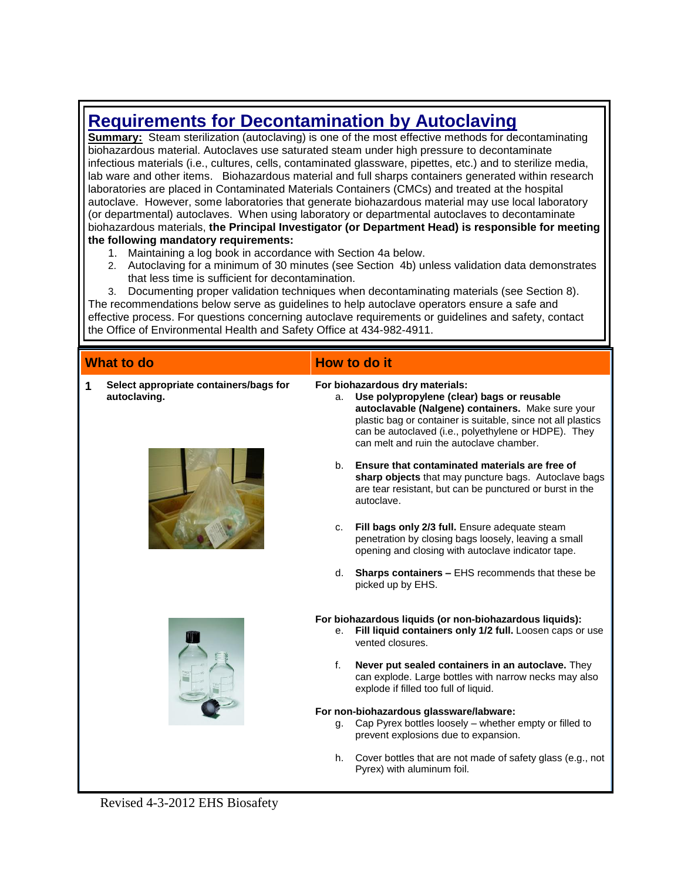# Requirements for Decontamination by Autoclaving

**Summary:** Steam sterilization (autoclaving) is one of the most effective methods for decontaminating biohazardous material. Autoclaves use saturated steam under high pressure to decontaminate infectious materials (i.e., cultures, cells, contaminated glassware, pipettes, etc.) and to sterilize media, lab ware and other items. Biohazardous material and full sharps containers generated within research laboratories are placed in Contaminated Materials Containers (CMCs) and treated at the hospital autoclave. However, some laboratories that generate biohazardous material may use local laboratory (or departmental) autoclaves. When using laboratory or departmental autoclaves to decontaminate biohazardous materials, **the Principal Investigator (or Department Head) is responsible for meeting the following mandatory requirements:**

1. Maintaining a log book in accordance with Section 4a below.
2. Autoclaving for a minimum of 30 minutes (see Section 4b) unless validation data demonstrates that less time is sufficient for decontamination.
3. Documenting proper validation techniques when decontaminating materials (see Section 8).

The recommendations below serve as guidelines to help autoclave operators ensure a safe and effective process. For questions concerning autoclave requirements or guidelines and safety, contact the Office of Environmental Health and Safety Office at 434-982-4911.

| What to do | How to do it |
|---|---|
| **1 Select appropriate containers/bags for autoclaving.** | **For biohazardous dry materials:**<br>a. **Use polypropylene (clear) bags or reusable autoclavable (Nalgene) containers.** Make sure your plastic bag or container is suitable, since not all plastics can be autoclaved (i.e., polyethylene or HDPE). They can melt and ruin the autoclave chamber.<br>b. **Ensure that contaminated materials are free of sharp objects** that may puncture bags. Autoclave bags are tear resistant, but can be punctured or burst in the autoclave.<br>c. **Fill bags only 2/3 full.** Ensure adequate steam penetration by closing bags loosely, leaving a small opening and closing with autoclave indicator tape.<br>d. **Sharps containers –** EHS recommends that these be picked up by EHS.<br><br>**For biohazardous liquids (or non-biohazardous liquids):**<br>e. **Fill liquid containers only 1/2 full.** Loosen caps or use vented closures.<br>f. **Never put sealed containers in an autoclave.** They can explode. Large bottles with narrow necks may also explode if filled too full of liquid.<br><br>**For non-biohazardous glassware/labware:**<br>g. Cap Pyrex bottles loosely – whether empty or filled to prevent explosions due to expansion.<br>h. Cover bottles that are not made of safety glass (e.g., not Pyrex) with aluminum foil. |

Revised 4-3-2012 EHS Biosafety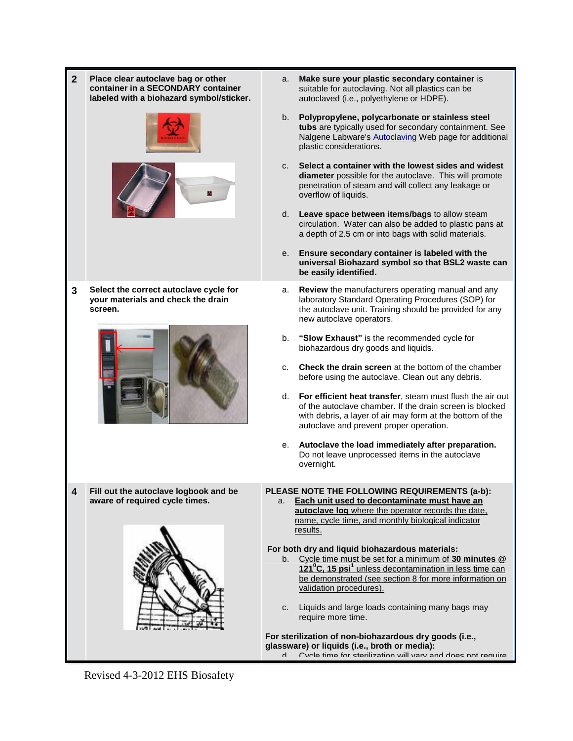| | | |
|---|---|---|
| **2** | **Place clear autoclave bag or other container in a SECONDARY container labeled with a biohazard symbol/sticker.** | a. **Make sure your plastic secondary container** is suitable for autoclaving. Not all plastics can be autoclaved (i.e., polyethylene or HDPE).<br><br>b. **Polypropylene, polycarbonate or stainless steel tubs** are typically used for secondary containment. See Nalgene Labware's Autoclaving Web page for additional plastic considerations.<br><br>c. **Select a container with the lowest sides and widest diameter** possible for the autoclave. This will promote penetration of steam and will collect any leakage or overflow of liquids.<br><br>d. **Leave space between items/bags** to allow steam circulation. Water can also be added to plastic pans at a depth of 2.5 cm or into bags with solid materials.<br><br>e. **Ensure secondary container is labeled with the universal Biohazard symbol so that BSL2 waste can be easily identified.** |
| **3** | **Select the correct autoclave cycle for your materials and check the drain screen.** | a. **Review** the manufacturers operating manual and any laboratory Standard Operating Procedures (SOP) for the autoclave unit. Training should be provided for any new autoclave operators.<br><br>b. **"Slow Exhaust"** is the recommended cycle for biohazardous dry goods and liquids.<br><br>c. **Check the drain screen** at the bottom of the chamber before using the autoclave. Clean out any debris.<br><br>d. **For efficient heat transfer**, steam must flush the air out of the autoclave chamber. If the drain screen is blocked with debris, a layer of air may form at the bottom of the autoclave and prevent proper operation.<br><br>e. **Autoclave the load immediately after preparation.** Do not leave unprocessed items in the autoclave overnight. |
| **4** | **Fill out the autoclave logbook and be aware of required cycle times.** | **PLEASE NOTE THE FOLLOWING REQUIREMENTS (a-b):**<br>a. **Each unit used to decontaminate must have an autoclave log** where the operator records the date, name, cycle time, and monthly biological indicator results.<br><br>**For both dry and liquid biohazardous materials:**<br>b. Cycle time must be set for a minimum of **30 minutes @ 121$^{0}$C, 15 psi**[1] unless decontamination in less time can be demonstrated (see section 8 for more information on validation procedures).<br><br>c. Liquids and large loads containing many bags may require more time.<br><br>**For sterilization of non-biohazardous dry goods (i.e., glassware) or liquids (i.e., broth or media):**<br>d. Cycle time for sterilization will vary and does not require |

Revised 4-3-2012 EHS Biosafety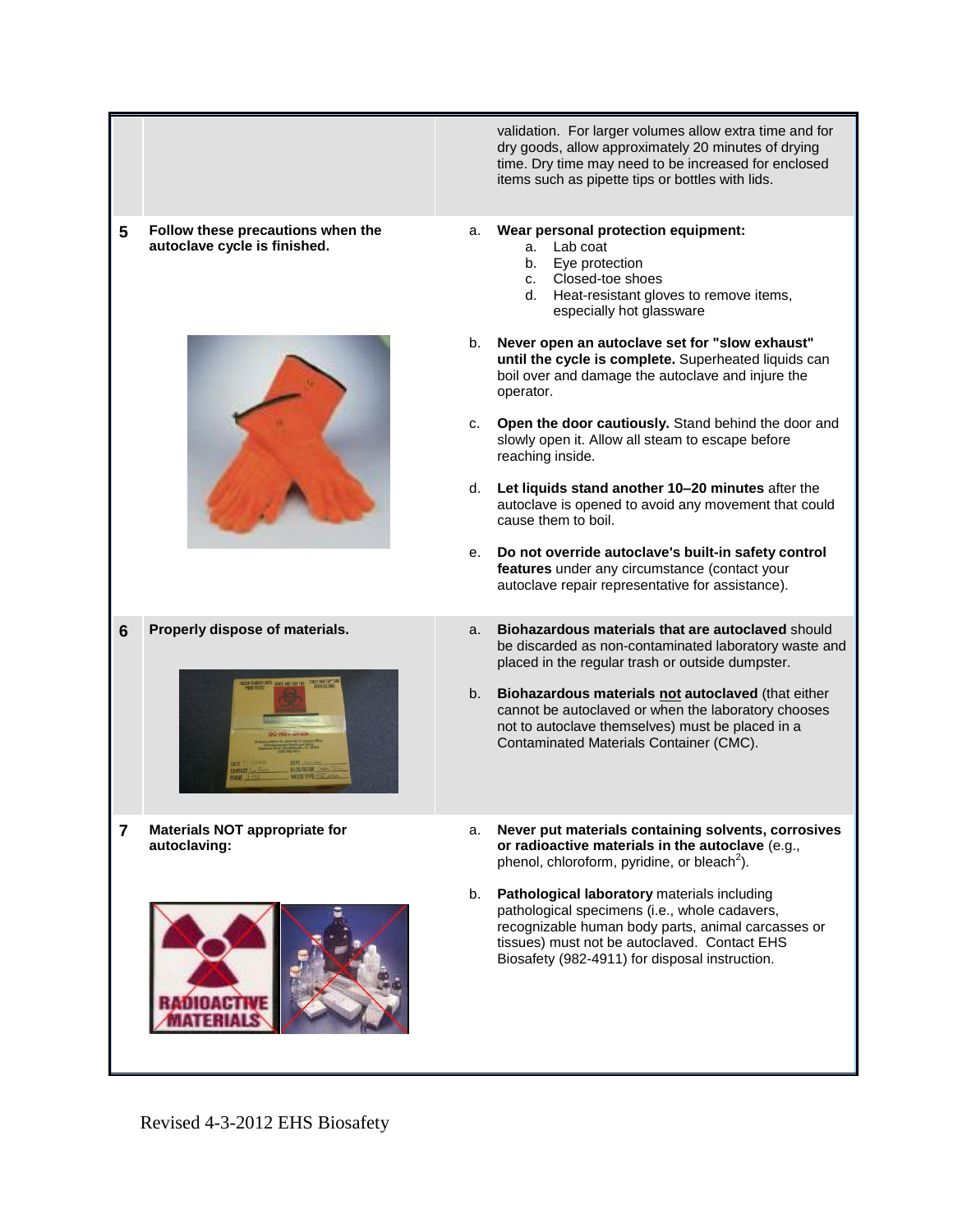| | | |
|---|---|---|
| | | validation. For larger volumes allow extra time and for dry goods, allow approximately 20 minutes of drying time. Dry time may need to be increased for enclosed items such as pipette tips or bottles with lids. |
| **5** | **Follow these precautions when the autoclave cycle is finished.** | a. **Wear personal protection equipment:**<br>a. Lab coat<br>b. Eye protection<br>c. Closed-toe shoes<br>d. Heat-resistant gloves to remove items, especially hot glassware<br><br>b. **Never open an autoclave set for "slow exhaust" until the cycle is complete.** Superheated liquids can boil over and damage the autoclave and injure the operator.<br><br>c. **Open the door cautiously.** Stand behind the door and slowly open it. Allow all steam to escape before reaching inside.<br><br>d. **Let liquids stand another 10–20 minutes** after the autoclave is opened to avoid any movement that could cause them to boil.<br><br>e. **Do not override autoclave's built-in safety control features** under any circumstance (contact your autoclave repair representative for assistance). |
| **6** | **Properly dispose of materials.** | a. **Biohazardous materials that are autoclaved** should be discarded as non-contaminated laboratory waste and placed in the regular trash or outside dumpster.<br><br>b. **Biohazardous materials not autoclaved** (that either cannot be autoclaved or when the laboratory chooses not to autoclave themselves) must be placed in a Contaminated Materials Container (CMC). |
| **7** | **Materials NOT appropriate for autoclaving:** | a. **Never put materials containing solvents, corrosives or radioactive materials in the autoclave** (e.g., phenol, chloroform, pyridine, or bleach[2]).<br><br>b. **Pathological laboratory** materials including pathological specimens (i.e., whole cadavers, recognizable human body parts, animal carcasses or tissues) must not be autoclaved. Contact EHS Biosafety (982-4911) for disposal instruction. |

Revised 4-3-2012 EHS Biosafety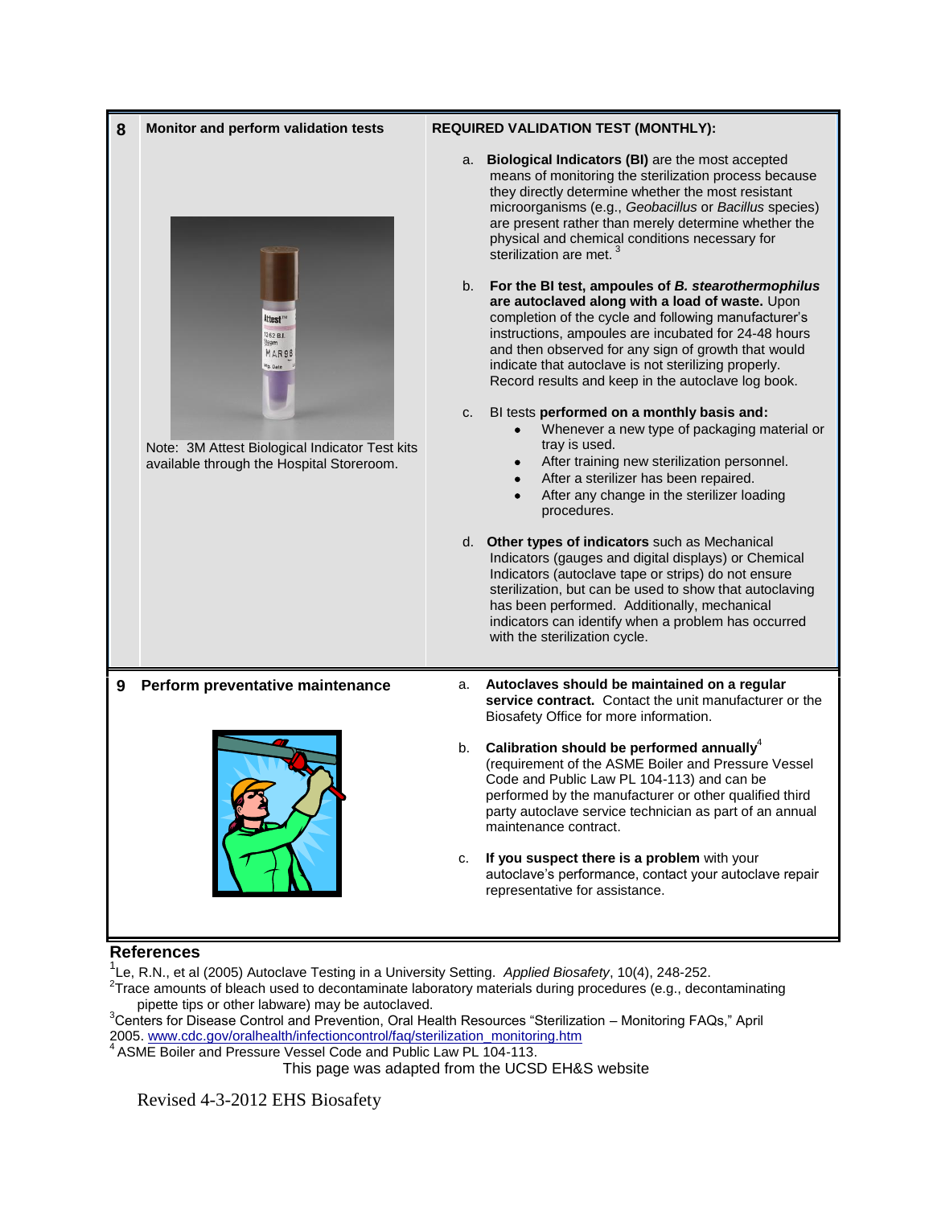## 8 Monitor and perform validation tests

Note: 3M Attest Biological Indicator Test kits available through the Hospital Storeroom.

**REQUIRED VALIDATION TEST (MONTHLY):**

a. **Biological Indicators (BI)** are the most accepted means of monitoring the sterilization process because they directly determine whether the most resistant microorganisms (e.g., *Geobacillus* or *Bacillus* species) are present rather than merely determine whether the physical and chemical conditions necessary for sterilization are met. [3]

b. **For the BI test, ampoules of *B. stearothermophilus* are autoclaved along with a load of waste.** Upon completion of the cycle and following manufacturer's instructions, ampoules are incubated for 24-48 hours and then observed for any sign of growth that would indicate that autoclave is not sterilizing properly. Record results and keep in the autoclave log book.

c. BI tests **performed on a monthly basis and:**
   - Whenever a new type of packaging material or tray is used.
   - After training new sterilization personnel.
   - After a sterilizer has been repaired.
   - After any change in the sterilizer loading procedures.

d. **Other types of indicators** such as Mechanical Indicators (gauges and digital displays) or Chemical Indicators (autoclave tape or strips) do not ensure sterilization, but can be used to show that autoclaving has been performed. Additionally, mechanical indicators can identify when a problem has occurred with the sterilization cycle.

## 9 Perform preventative maintenance

a. **Autoclaves should be maintained on a regular service contract.** Contact the unit manufacturer or the Biosafety Office for more information.

b. **Calibration should be performed annually**[4] (requirement of the ASME Boiler and Pressure Vessel Code and Public Law PL 104-113) and can be performed by the manufacturer or other qualified third party autoclave service technician as part of an annual maintenance contract.

c. **If you suspect there is a problem** with your autoclave's performance, contact your autoclave repair representative for assistance.

### References

[1] Le, R.N., et al (2005) Autoclave Testing in a University Setting. *Applied Biosafety*, 10(4), 248-252.

[2] Trace amounts of bleach used to decontaminate laboratory materials during procedures (e.g., decontaminating pipette tips or other labware) may be autoclaved.

[3] Centers for Disease Control and Prevention, Oral Health Resources "Sterilization – Monitoring FAQs," April 2005. www.cdc.gov/oralhealth/infectioncontrol/faq/sterilization_monitoring.htm

[4] ASME Boiler and Pressure Vessel Code and Public Law PL 104-113.

This page was adapted from the UCSD EH&S website

Revised 4-3-2012 EHS Biosafety